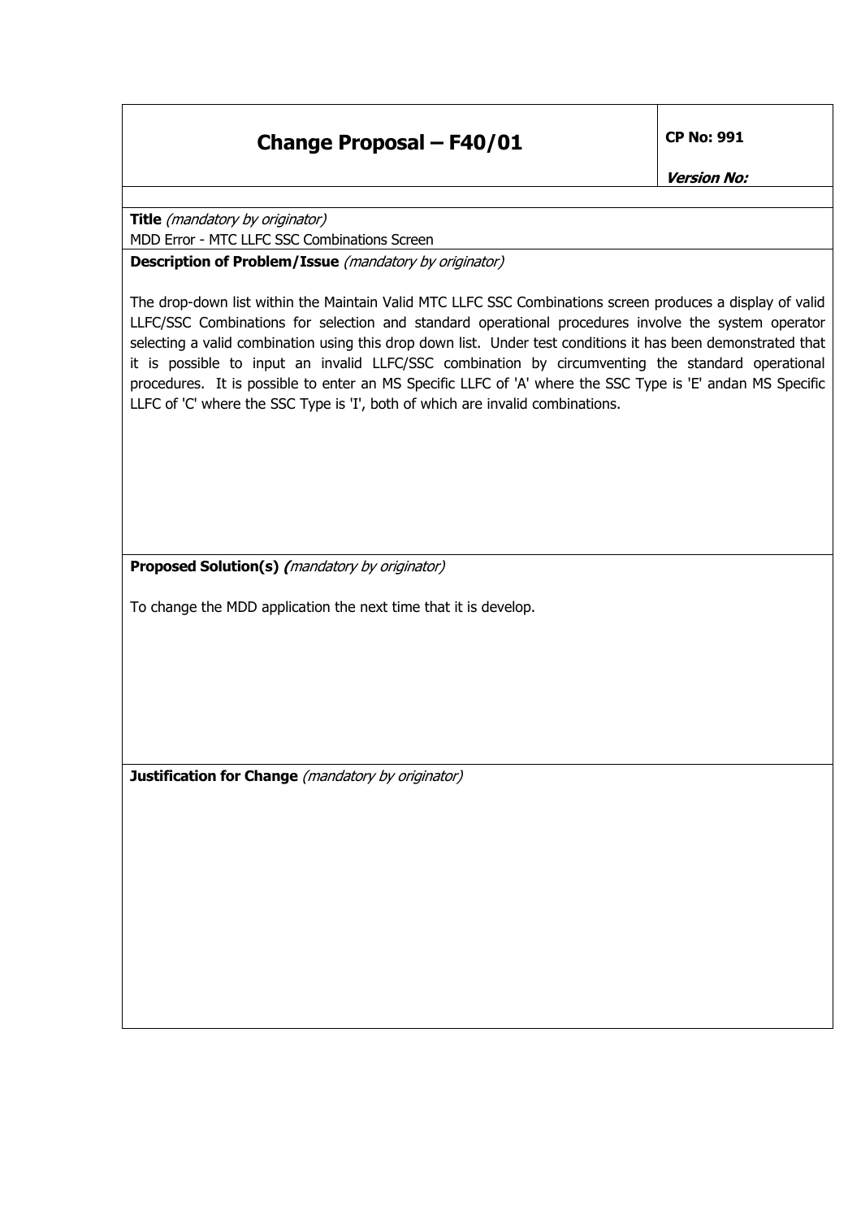# Change Proposal – F40/01

**CP No: 991**

***Version No:***

**Title** *(mandatory by originator)*

MDD Error - MTC LLFC SSC Combinations Screen

**Description of Problem/Issue** *(mandatory by originator)*

The drop-down list within the Maintain Valid MTC LLFC SSC Combinations screen produces a display of valid LLFC/SSC Combinations for selection and standard operational procedures involve the system operator selecting a valid combination using this drop down list. Under test conditions it has been demonstrated that it is possible to input an invalid LLFC/SSC combination by circumventing the standard operational procedures. It is possible to enter an MS Specific LLFC of 'A' where the SSC Type is 'E' andan MS Specific LLFC of 'C' where the SSC Type is 'I', both of which are invalid combinations.

**Proposed Solution(s)** *(mandatory by originator)*

To change the MDD application the next time that it is develop.

**Justification for Change** *(mandatory by originator)*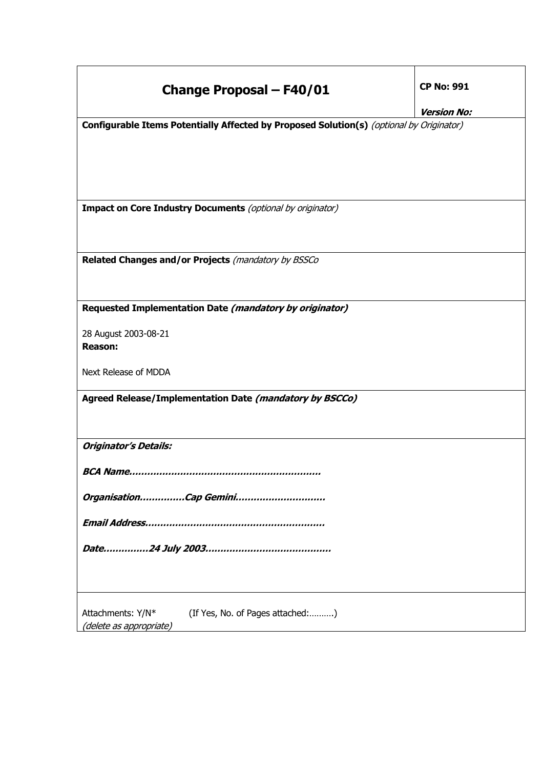| **Change Proposal – F40/01** | **CP No: 991**<br><br>***Version No:*** |
| --- | --- |

**Configurable Items Potentially Affected by Proposed Solution(s)** *(optional by Originator)*

**Impact on Core Industry Documents** *(optional by originator)*

**Related Changes and/or Projects** *(mandatory by BSSCo*

**Requested Implementation Date *(mandatory by originator)***

28 August 2003-08-21

**Reason:**

Next Release of MDDA

**Agreed Release/Implementation Date *(mandatory by BSCCo)***

***Originator's Details:***

***BCA Name……………………………………………………….***

***Organisation……………Cap Gemini………………………….***

***Email Address……………………………………………………***

***Date……………24 July 2003……………………………………***

Attachments: Y/N* (If Yes, No. of Pages attached:……….)
*(delete as appropriate)*